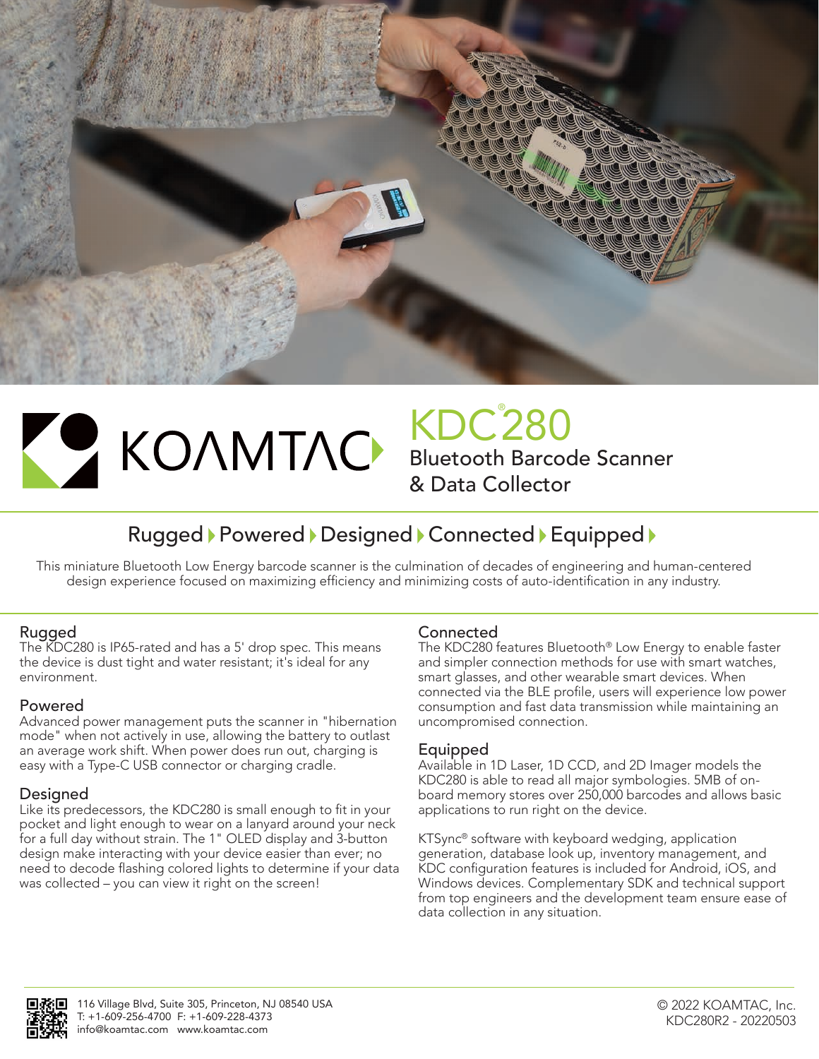# KOAMTAC

# KDC®280

## Bluetooth Barcode Scanner & Data Collector

Rugged ▸ Powered ▸ Designed ▸ Connected ▸ Equipped ▸

This miniature Bluetooth Low Energy barcode scanner is the culmination of decades of engineering and human-centered design experience focused on maximizing efficiency and minimizing costs of auto-identification in any industry.

### Rugged

The KDC280 is IP65-rated and has a 5' drop spec. This means the device is dust tight and water resistant; it's ideal for any environment.

### Powered

Advanced power management puts the scanner in "hibernation mode" when not actively in use, allowing the battery to outlast an average work shift. When power does run out, charging is easy with a Type-C USB connector or charging cradle.

### Designed

Like its predecessors, the KDC280 is small enough to fit in your pocket and light enough to wear on a lanyard around your neck for a full day without strain. The 1" OLED display and 3-button design make interacting with your device easier than ever; no need to decode flashing colored lights to determine if your data was collected – you can view it right on the screen!

### Connected

The KDC280 features Bluetooth® Low Energy to enable faster and simpler connection methods for use with smart watches, smart glasses, and other wearable smart devices. When connected via the BLE profile, users will experience low power consumption and fast data transmission while maintaining an uncompromised connection.

### Equipped

Available in 1D Laser, 1D CCD, and 2D Imager models the KDC280 is able to read all major symbologies. 5MB of on-board memory stores over 250,000 barcodes and allows basic applications to run right on the device.

KTSync® software with keyboard wedging, application generation, database look up, inventory management, and KDC configuration features is included for Android, iOS, and Windows devices. Complementary SDK and technical support from top engineers and the development team ensure ease of data collection in any situation.

116 Village Blvd, Suite 305, Princeton, NJ 08540 USA
T: +1-609-256-4700 F: +1-609-228-4373
info@koamtac.com www.koamtac.com

© 2022 KOAMTAC, Inc.
KDC280R2 - 20220503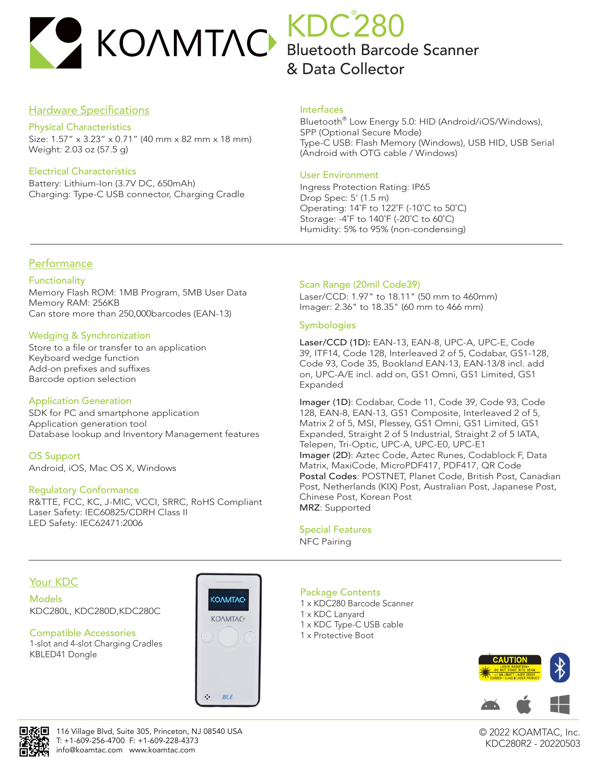# KDC®280

Bluetooth Barcode Scanner & Data Collector

## Hardware Specifications

### Physical Characteristics

Size: 1.57” x 3.23” x 0.71” (40 mm x 82 mm x 18 mm)
Weight: 2.03 oz (57.5 g)

### Electrical Characteristics

Battery: Lithium-Ion (3.7V DC, 650mAh)
Charging: Type-C USB connector, Charging Cradle

### Interfaces

Bluetooth® Low Energy 5.0: HID (Android/iOS/Windows), SPP (Optional Secure Mode)
Type-C USB: Flash Memory (Windows), USB HID, USB Serial (Android with OTG cable / Windows)

### User Environment

Ingress Protection Rating: IP65
Drop Spec: 5' (1.5 m)
Operating: 14˚F to 122˚F (-10˚C to 50˚C)
Storage: -4˚F to 140˚F (-20˚C to 60˚C)
Humidity: 5% to 95% (non-condensing)

## Performance

### Functionality

Memory Flash ROM: 1MB Program, 5MB User Data
Memory RAM: 256KB
Can store more than 250,000barcodes (EAN-13)

### Wedging & Synchronization

Store to a file or transfer to an application
Keyboard wedge function
Add-on prefixes and suffixes
Barcode option selection

### Application Generation

SDK for PC and smartphone application
Application generation tool
Database lookup and Inventory Management features

### OS Support

Android, iOS, Mac OS X, Windows

### Regulatory Conformance

R&TTE, FCC, KC, J-MIC, VCCI, SRRC, RoHS Compliant
Laser Safety: IEC60825/CDRH Class II
LED Safety: IEC62471:2006

### Scan Range (20mil Code39)

Laser/CCD: 1.97" to 18.11" (50 mm to 460mm)
Imager: 2.36" to 18.35" (60 mm to 466 mm)

### Symbologies

**Laser/CCD (1D):** EAN-13, EAN-8, UPC-A, UPC-E, Code 39, ITF14, Code 128, Interleaved 2 of 5, Codabar, GS1-128, Code 93, Code 35, Bookland EAN-13, EAN-13/8 incl. add on, UPC-A/E incl. add on, GS1 Omni, GS1 Limited, GS1 Expanded

**Imager (1D)**: Codabar, Code 11, Code 39, Code 93, Code 128, EAN-8, EAN-13, GS1 Composite, Interleaved 2 of 5, Matrix 2 of 5, MSI, Plessey, GS1 Omni, GS1 Limited, GS1 Expanded, Straight 2 of 5 Industrial, Straight 2 of 5 IATA, Telepen, Tri-Optic, UPC-A, UPC-E0, UPC-E1
**Imager (2D)**: Aztec Code, Aztec Runes, Codablock F, Data Matrix, MaxiCode, MicroPDF417, PDF417, QR Code
**Postal Codes**: POSTNET, Planet Code, British Post, Canadian Post, Netherlands (KIX) Post, Australian Post, Japanese Post, Chinese Post, Korean Post
**MRZ**: Supported

### Special Features

NFC Pairing

## Your KDC

### Models

KDC280L, KDC280D,KDC280C

### Compatible Accessories

1-slot and 4-slot Charging Cradles
KBLED41 Dongle

### Package Contents

1 x KDC280 Barcode Scanner
1 x KDC Lanyard
1 x KDC Type-C USB cable
1 x Protective Boot

116 Village Blvd, Suite 305, Princeton, NJ 08540 USA
T: +1-609-256-4700 F: +1-609-228-4373
info@koamtac.com www.koamtac.com

© 2022 KOAMTAC, Inc.
KDC280R2 - 20220503